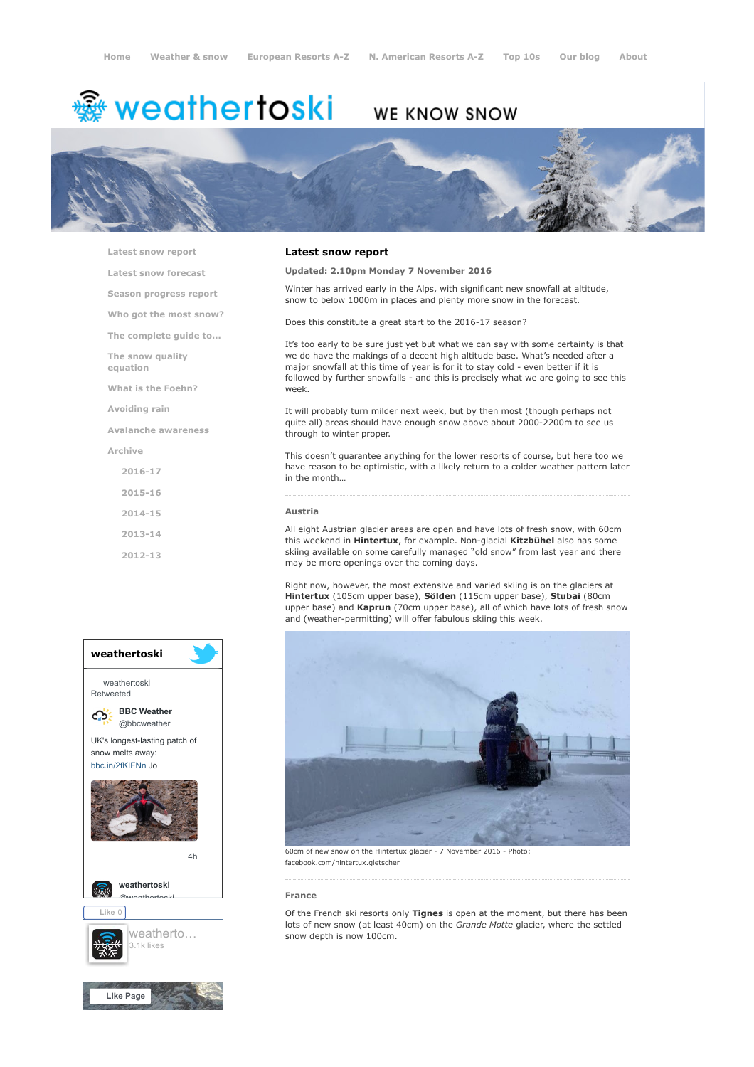Home | Weather & snow | European Resorts A-Z | N. American Resorts A-Z | Top 10s | Our blog | About

# weathertoski

WE KNOW SNOW

- Latest snow report
- Latest snow forecast
- Season progress report
- Who got the most snow?
- The complete guide to...
- The snow quality equation
- What is the Foehn?
- Avoiding rain
- Avalanche awareness
- Archive
  - 2016-17
  - 2015-16
  - 2014-15
  - 2013-14
  - 2012-13

## Latest snow report

**Updated: 2.10pm Monday 7 November 2016**

Winter has arrived early in the Alps, with significant new snowfall at altitude, snow to below 1000m in places and plenty more snow in the forecast.

Does this constitute a great start to the 2016-17 season?

It's too early to be sure just yet but what we can say with some certainty is that we do have the makings of a decent high altitude base. What's needed after a major snowfall at this time of year is for it to stay cold - even better if it is followed by further snowfalls - and this is precisely what we are going to see this week.

It will probably turn milder next week, but by then most (though perhaps not quite all) areas should have enough snow above about 2000-2200m to see us through to winter proper.

This doesn't guarantee anything for the lower resorts of course, but here too we have reason to be optimistic, with a likely return to a colder weather pattern later in the month…

### Austria

All eight Austrian glacier areas are open and have lots of fresh snow, with 60cm this weekend in **Hintertux**, for example. Non-glacial **Kitzbühel** also has some skiing available on some carefully managed "old snow" from last year and there may be more openings over the coming days.

Right now, however, the most extensive and varied skiing is on the glaciers at **Hintertux** (105cm upper base), **Sölden** (115cm upper base), **Stubai** (80cm upper base) and **Kaprun** (70cm upper base), all of which have lots of fresh snow and (weather-permitting) will offer fabulous skiing this week.

60cm of new snow on the Hintertux glacier - 7 November 2016 - Photo: facebook.com/hintertux.gletscher

### France

Of the French ski resorts only **Tignes** is open at the moment, but there has been lots of new snow (at least 40cm) on the *Grande Motte* glacier, where the settled snow depth is now 100cm.

**weathertoski**

weathertoski Retweeted

**BBC Weather** @bbcweather

UK's longest-lasting patch of snow melts away: bbc.in/2fKIFNn Jo

4h

**weathertoski** @weathertoski

Like 0

weatherto… 3.1k likes

Like Page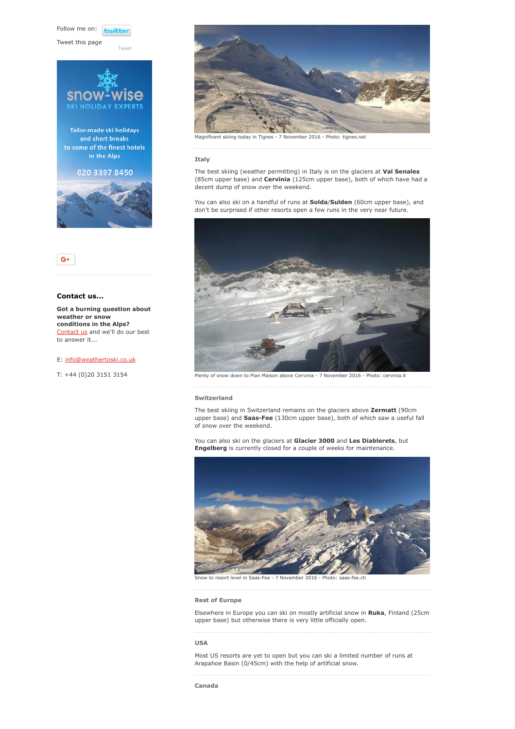Follow me on:

Tweet this page

Tweet

snow-wise

SKI HOLIDAY EXPERTS

Tailor-made ski holidays and short breaks to some of the finest hotels in the Alps

020 3397 8450

### Contact us...

**Got a burning question about weather or snow conditions in the Alps?** Contact us and we'll do our best to answer it...

E: info@weathertoski.co.uk

T: +44 (0)20 3151 3154

Magnificent skiing today in Tignes - 7 November 2016 - Photo: tignes.net

### Italy

The best skiing (weather permitting) in Italy is on the glaciers at **Val Senales** (85cm upper base) and **Cervinia** (125cm upper base), both of which have had a decent dump of snow over the weekend.

You can also ski on a handful of runs at **Solda**/**Sulden** (60cm upper base), and don't be surprised if other resorts open a few runs in the very near future.

Plenty of snow down to Plan Maison above Cervinia - 7 November 2016 - Photo: cervinia.it

### Switzerland

The best skiing in Switzerland remains on the glaciers above **Zermatt** (90cm upper base) and **Saas-Fee** (130cm upper base), both of which saw a useful fall of snow over the weekend.

You can also ski on the glaciers at **Glacier 3000** and **Les Diablerets**, but **Engelberg** is currently closed for a couple of weeks for maintenance.

Snow to resort level in Saas-Fee - 7 November 2016 - Photo: saas-fee.ch

### Rest of Europe

Elsewhere in Europe you can ski on mostly artificial snow in **Ruka**, Finland (25cm upper base) but otherwise there is very little officially open.

### USA

Most US resorts are yet to open but you can ski a limited number of runs at Arapahoe Basin (0/45cm) with the help of artificial snow.

### Canada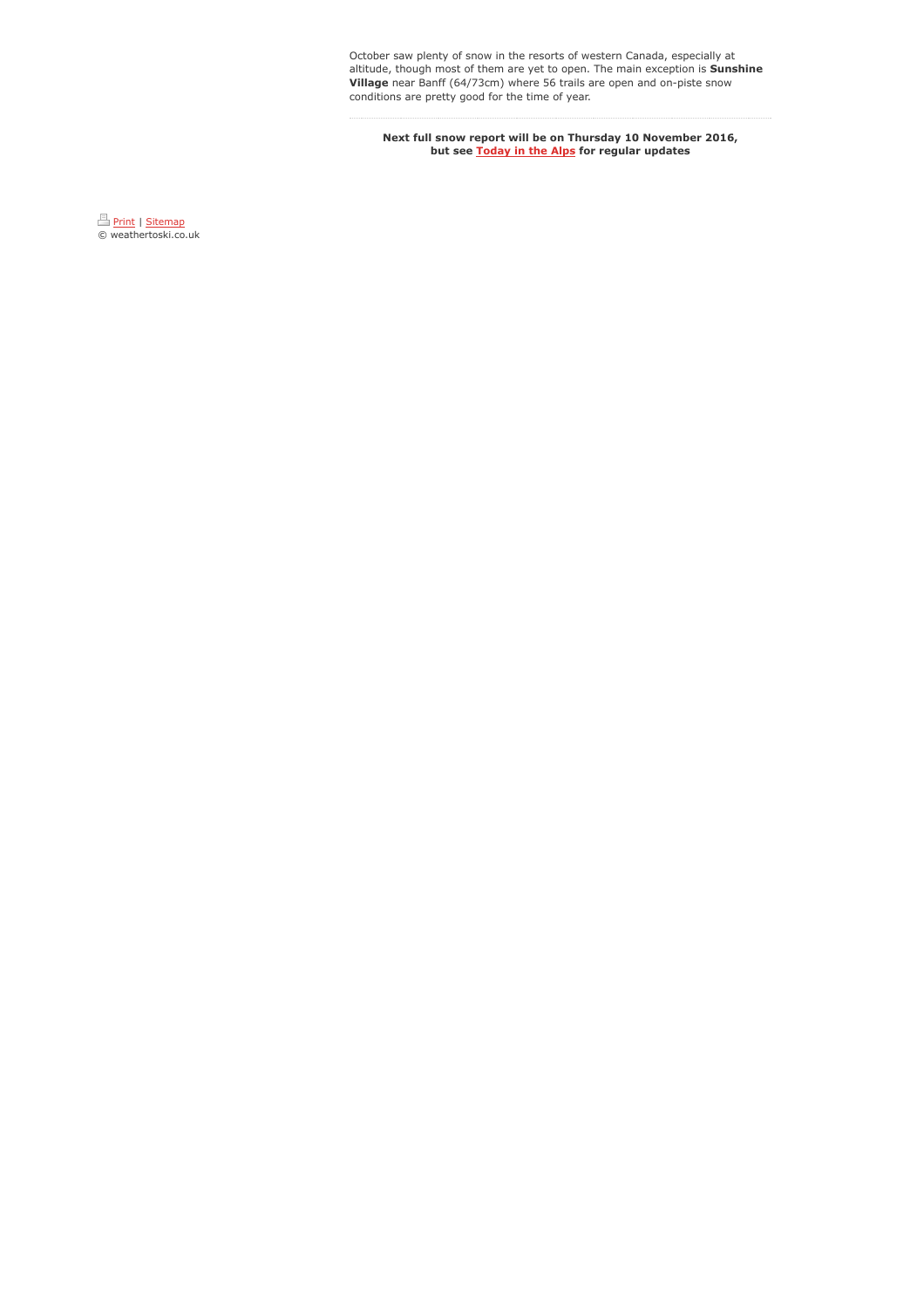October saw plenty of snow in the resorts of western Canada, especially at altitude, though most of them are yet to open. The main exception is **Sunshine Village** near Banff (64/73cm) where 56 trails are open and on-piste snow conditions are pretty good for the time of year.

---

**Next full snow report will be on Thursday 10 November 2016, but see Today in the Alps for regular updates**

Print | Sitemap
© weathertoski.co.uk